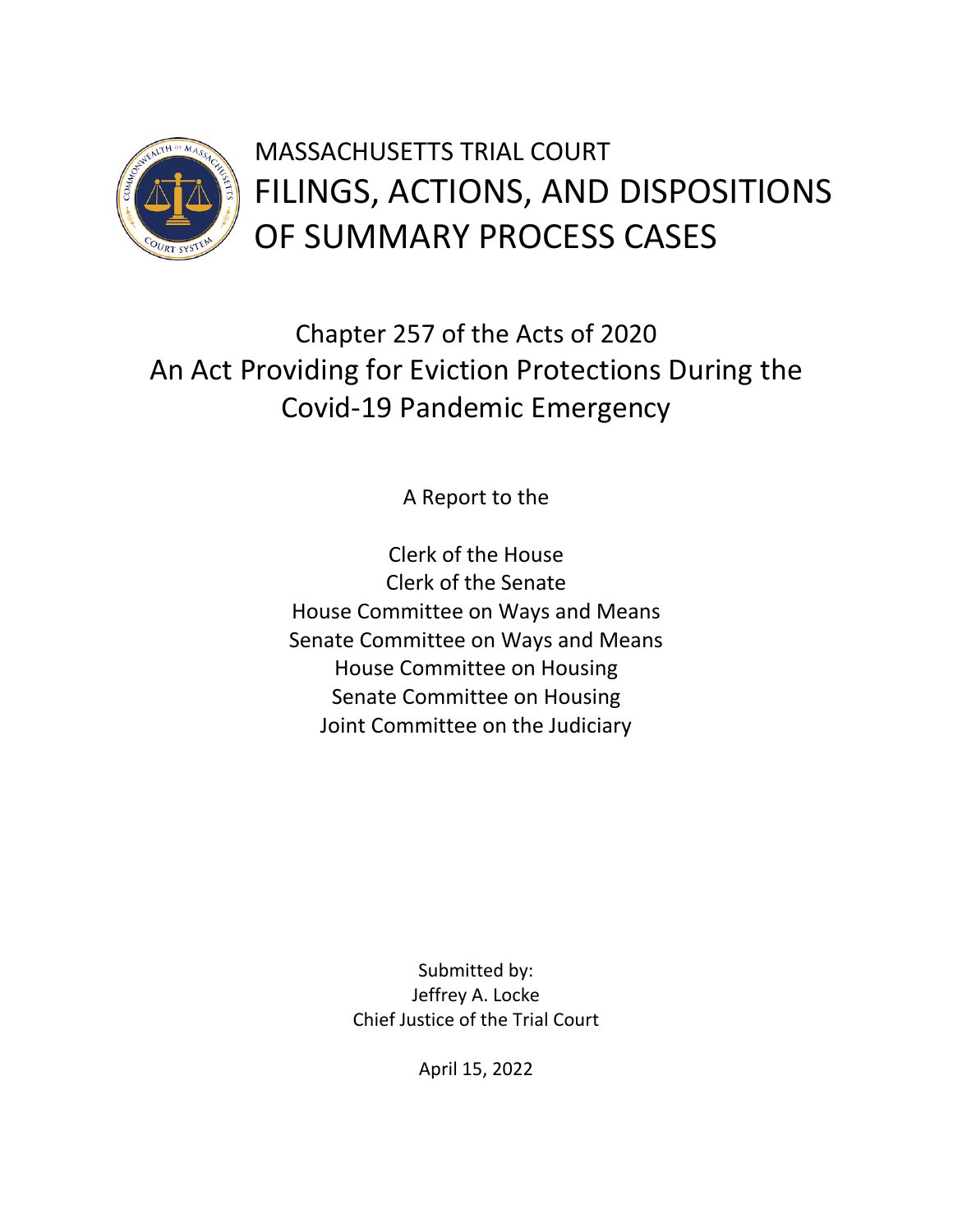# MASSACHUSETTS TRIAL COURT
# FILINGS, ACTIONS, AND DISPOSITIONS OF SUMMARY PROCESS CASES

## Chapter 257 of the Acts of 2020
## An Act Providing for Eviction Protections During the Covid-19 Pandemic Emergency

A Report to the

Clerk of the House
Clerk of the Senate
House Committee on Ways and Means
Senate Committee on Ways and Means
House Committee on Housing
Senate Committee on Housing
Joint Committee on the Judiciary

Submitted by:
Jeffrey A. Locke
Chief Justice of the Trial Court

April 15, 2022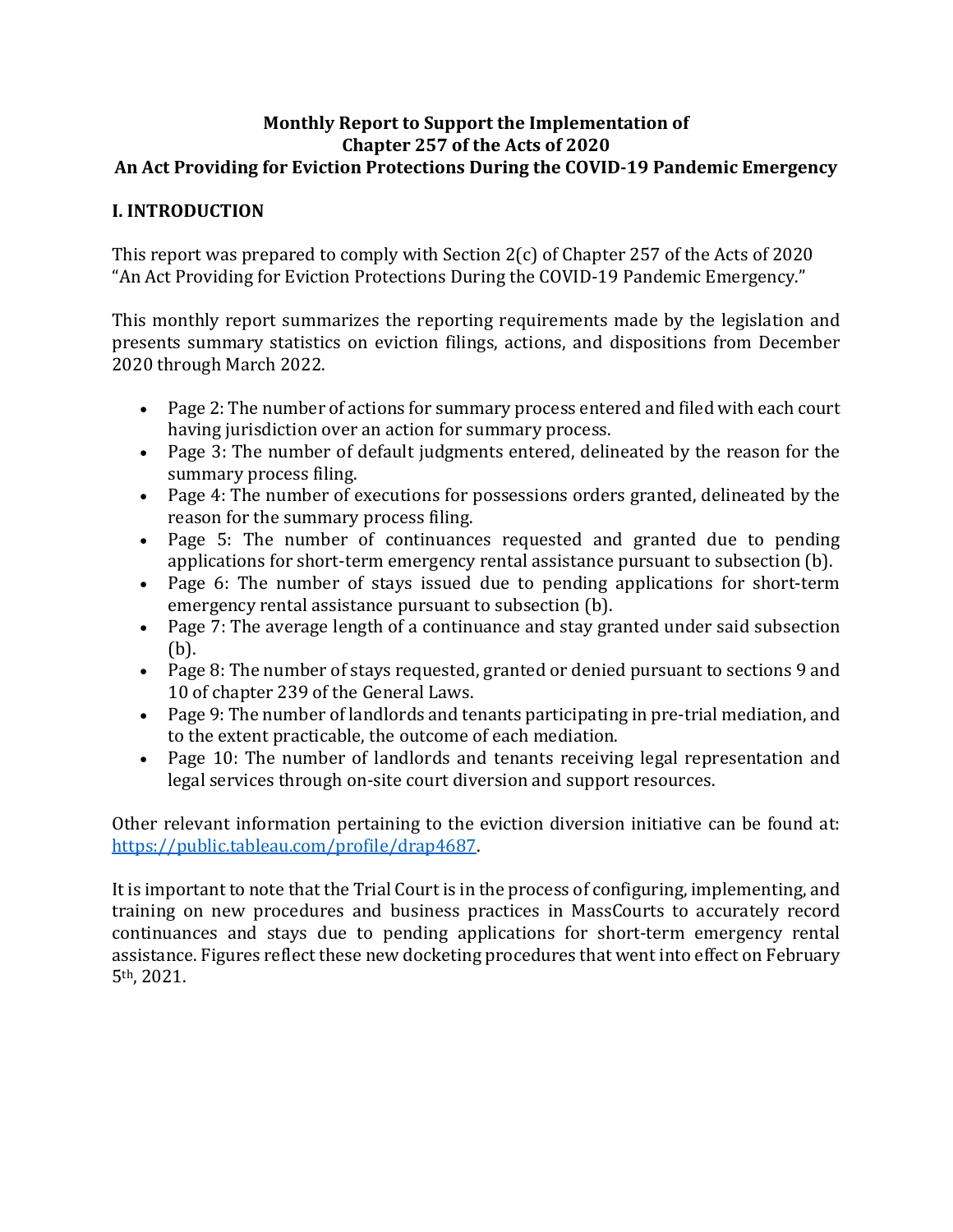**Monthly Report to Support the Implementation of Chapter 257 of the Acts of 2020**
**An Act Providing for Eviction Protections During the COVID-19 Pandemic Emergency**

## I. INTRODUCTION

This report was prepared to comply with Section 2(c) of Chapter 257 of the Acts of 2020 "An Act Providing for Eviction Protections During the COVID-19 Pandemic Emergency."

This monthly report summarizes the reporting requirements made by the legislation and presents summary statistics on eviction filings, actions, and dispositions from December 2020 through March 2022.

- Page 2: The number of actions for summary process entered and filed with each court having jurisdiction over an action for summary process.
- Page 3: The number of default judgments entered, delineated by the reason for the summary process filing.
- Page 4: The number of executions for possessions orders granted, delineated by the reason for the summary process filing.
- Page 5: The number of continuances requested and granted due to pending applications for short-term emergency rental assistance pursuant to subsection (b).
- Page 6: The number of stays issued due to pending applications for short-term emergency rental assistance pursuant to subsection (b).
- Page 7: The average length of a continuance and stay granted under said subsection (b).
- Page 8: The number of stays requested, granted or denied pursuant to sections 9 and 10 of chapter 239 of the General Laws.
- Page 9: The number of landlords and tenants participating in pre-trial mediation, and to the extent practicable, the outcome of each mediation.
- Page 10: The number of landlords and tenants receiving legal representation and legal services through on-site court diversion and support resources.

Other relevant information pertaining to the eviction diversion initiative can be found at: https://public.tableau.com/profile/drap4687.

It is important to note that the Trial Court is in the process of configuring, implementing, and training on new procedures and business practices in MassCourts to accurately record continuances and stays due to pending applications for short-term emergency rental assistance. Figures reflect these new docketing procedures that went into effect on February 5th, 2021.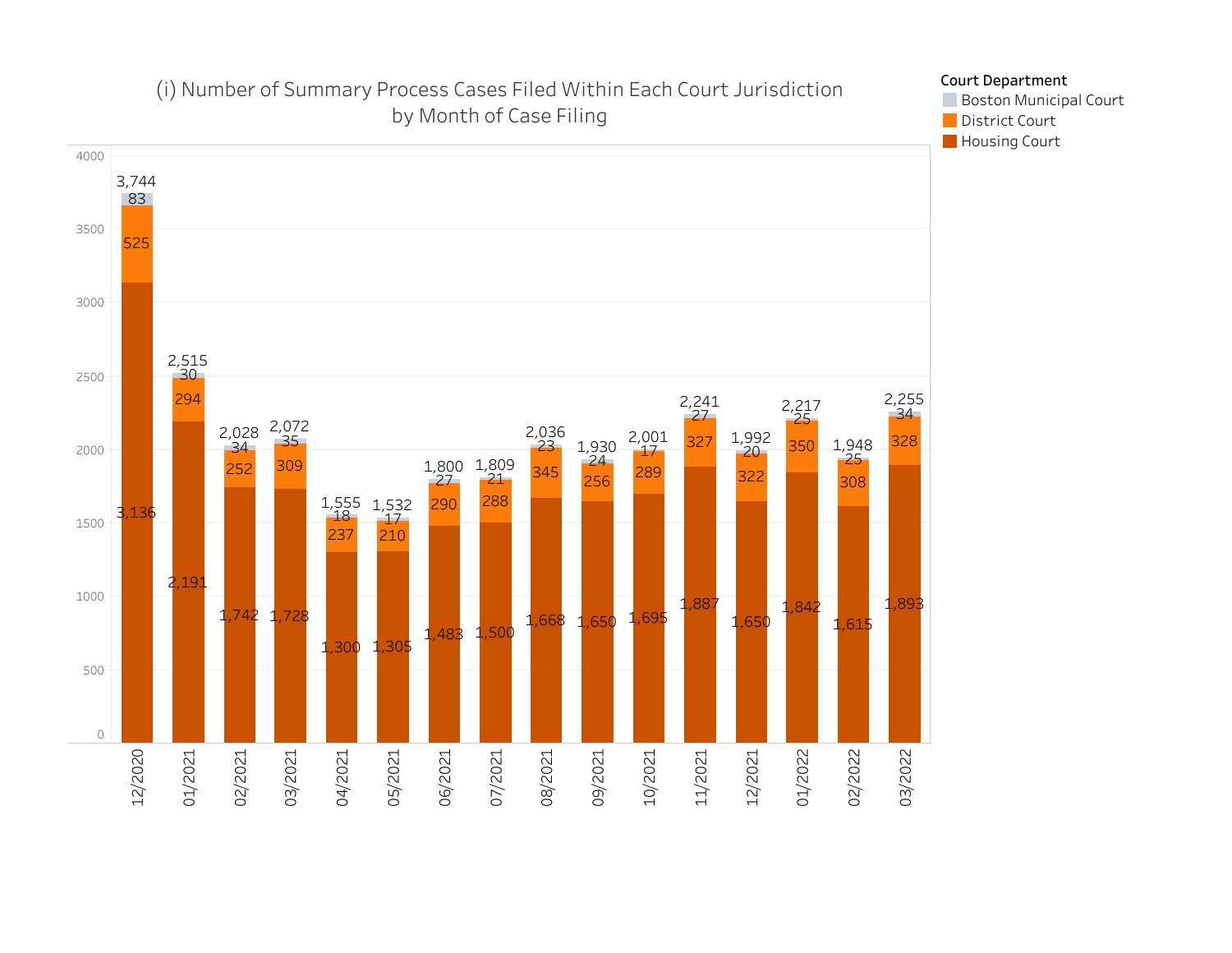## (i) Number of Summary Process Cases Filed Within Each Court Jurisdiction by Month of Case Filing

| Month | Housing Court | District Court | Boston Municipal Court | Total |
|---|---|---|---|---|
| 12/2020 | 3,136 | 525 | 83 | 3,744 |
| 01/2021 | 2,191 | 294 | 30 | 2,515 |
| 02/2021 | 1,742 | 252 | 34 | 2,028 |
| 03/2021 | 1,728 | 309 | 35 | 2,072 |
| 04/2021 | 1,300 | 237 | 18 | 1,555 |
| 05/2021 | 1,305 | 210 | 17 | 1,532 |
| 06/2021 | 1,483 | 290 | 27 | 1,800 |
| 07/2021 | 1,500 | 288 | 21 | 1,809 |
| 08/2021 | 1,668 | 345 | 23 | 2,036 |
| 09/2021 | 1,650 | 256 | 24 | 1,930 |
| 10/2021 | 1,695 | 289 | 17 | 2,001 |
| 11/2021 | 1,887 | 327 | 27 | 2,241 |
| 12/2021 | 1,650 | 322 | 20 | 1,992 |
| 01/2022 | 1,842 | 350 | 25 | 2,217 |
| 02/2022 | 1,615 | 308 | 25 | 1,948 |
| 03/2022 | 1,893 | 328 | 34 | 2,255 |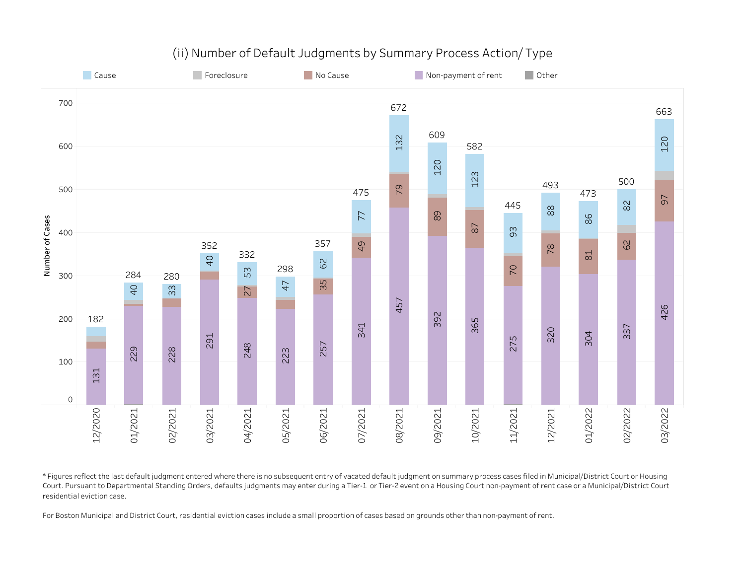## (ii) Number of Default Judgments by Summary Process Action/ Type

| Month | Non-payment of rent | No Cause | Cause | Total |
|---|---|---|---|---|
| 12/2020 | 131 | | | 182 |
| 01/2021 | 229 | | 40 | 284 |
| 02/2021 | 228 | | 33 | 280 |
| 03/2021 | 291 | | 40 | 352 |
| 04/2021 | 248 | 27 | 53 | 332 |
| 05/2021 | 223 | | 47 | 298 |
| 06/2021 | 257 | 35 | 62 | 357 |
| 07/2021 | 341 | 49 | 77 | 475 |
| 08/2021 | 457 | 79 | 132 | 672 |
| 09/2021 | 392 | 89 | 120 | 609 |
| 10/2021 | 365 | 87 | 123 | 582 |
| 11/2021 | 275 | 70 | 93 | 445 |
| 12/2021 | 320 | 78 | 88 | 493 |
| 01/2022 | 304 | 81 | 86 | 473 |
| 02/2022 | 337 | 62 | 82 | 500 |
| 03/2022 | 426 | 97 | 120 | 663 |

Legend: Cause, Foreclosure, No Cause, Non-payment of rent, Other

\* Figures reflect the last default judgment entered where there is no subsequent entry of vacated default judgment on summary process cases filed in Municipal/District Court or Housing Court. Pursuant to Departmental Standing Orders, defaults judgments may enter during a Tier-1 or Tier-2 event on a Housing Court non-payment of rent case or a Municipal/District Court residential eviction case.

For Boston Municipal and District Court, residential eviction cases include a small proportion of cases based on grounds other than non-payment of rent.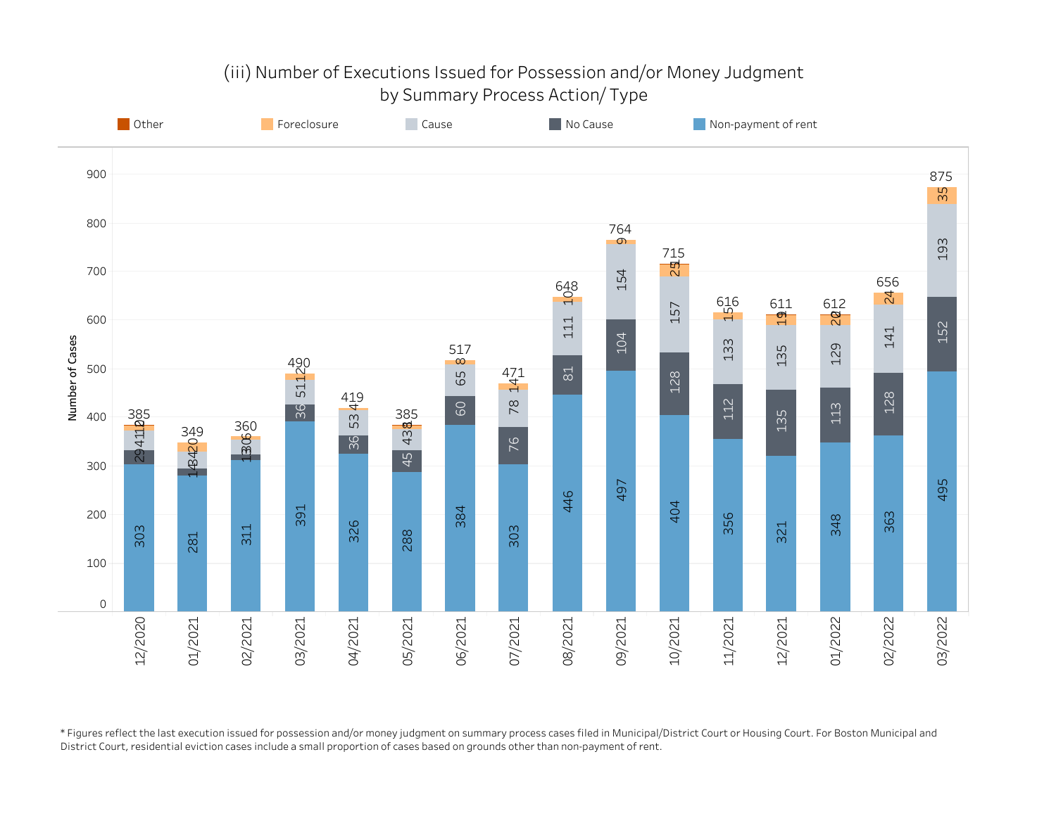## (iii) Number of Executions Issued for Possession and/or Money Judgment by Summary Process Action/ Type

| Month | Non-payment of rent | No Cause | Cause | Foreclosure | Other | Total |
|---|---|---|---|---|---|---|
| 12/2020 | 303 | 29 | 41 | 10 | 2 | 385 |
| 01/2021 | 281 | 14 | 34 | 20 | | 349 |
| 02/2021 | 311 | 13 | 30 | 6 | | 360 |
| 03/2021 | 391 | 36 | 51 | 12 | | 490 |
| 04/2021 | 326 | 36 | 53 | 4 | | 419 |
| 05/2021 | 288 | 45 | 43 | 8 | 1 | 385 |
| 06/2021 | 384 | 60 | 65 | 8 | | 517 |
| 07/2021 | 303 | 76 | 78 | 14 | | 471 |
| 08/2021 | 446 | 81 | 111 | 10 | | 648 |
| 09/2021 | 497 | 104 | 154 | 9 | | 764 |
| 10/2021 | 404 | 128 | 157 | 25 | 1 | 715 |
| 11/2021 | 356 | 112 | 133 | 15 | | 616 |
| 12/2021 | 321 | 135 | 135 | 19 | 1 | 611 |
| 01/2022 | 348 | 113 | 129 | 20 | 2 | 612 |
| 02/2022 | 363 | 128 | 141 | 24 | | 656 |
| 03/2022 | 495 | 152 | 193 | 35 | | 875 |

Number of Cases

* Figures reflect the last execution issued for possession and/or money judgment on summary process cases filed in Municipal/District Court or Housing Court. For Boston Municipal and District Court, residential eviction cases include a small proportion of cases based on grounds other than non-payment of rent.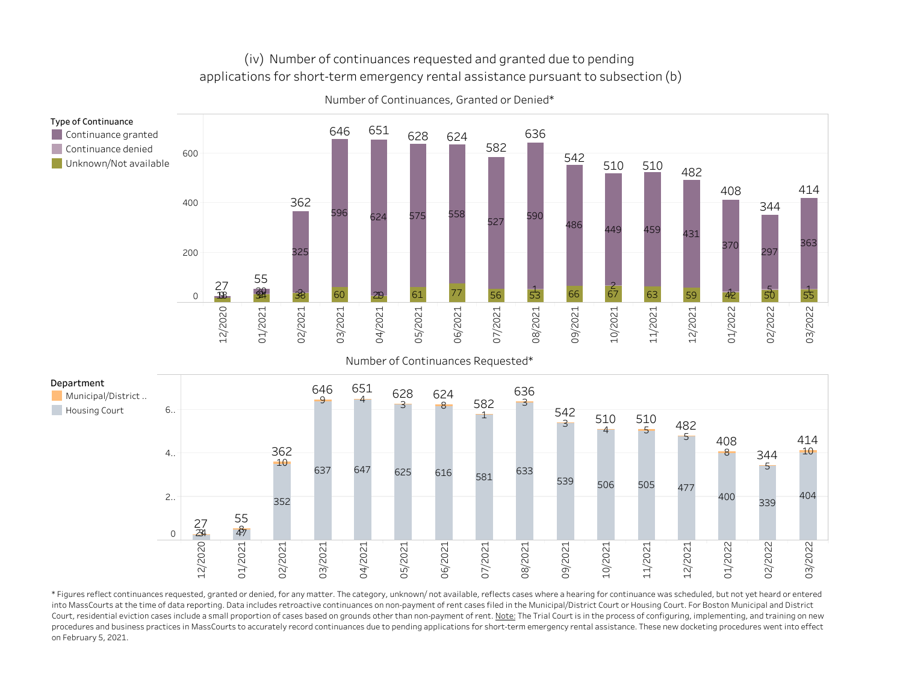# (iv) Number of continuances requested and granted due to pending applications for short-term emergency rental assistance pursuant to subsection (b)

## Number of Continuances, Granted or Denied*

Type of Continuance: Continuance granted; Continuance denied; Unknown/Not available

| Month | Continuance granted | Continuance denied | Unknown/Not available | Total |
|---|---|---|---|---|
| 12/2020 | 9 | | 18 | 27 |
| 01/2021 | 20 | 1 | 34 | 55 |
| 02/2021 | 325 | 2 | 35 | 362 |
| 03/2021 | 596 | | 60 | 646 |
| 04/2021 | 624 | 2 | 29 | 651 |
| 05/2021 | 575 | | 61 | 628 |
| 06/2021 | 558 | | 77 | 624 |
| 07/2021 | 527 | | 56 | 582 |
| 08/2021 | 590 | 1 | 53 | 636 |
| 09/2021 | 486 | | 66 | 542 |
| 10/2021 | 449 | 2 | 67 | 510 |
| 11/2021 | 459 | | 63 | 510 |
| 12/2021 | 431 | | 59 | 482 |
| 01/2022 | 370 | 1 | 42 | 408 |
| 02/2022 | 297 | 5 | 50 | 344 |
| 03/2022 | 363 | 1 | 55 | 414 |

## Number of Continuances Requested*

Department: Municipal/District ..; Housing Court

| Month | Municipal/District | Housing Court | Total |
|---|---|---|---|
| 12/2020 | 3 | 24 | 27 |
| 01/2021 | 8 | 47 | 55 |
| 02/2021 | 10 | 352 | 362 |
| 03/2021 | 9 | 637 | 646 |
| 04/2021 | 4 | 647 | 651 |
| 05/2021 | 3 | 625 | 628 |
| 06/2021 | 8 | 616 | 624 |
| 07/2021 | 1 | 581 | 582 |
| 08/2021 | 3 | 633 | 636 |
| 09/2021 | 3 | 539 | 542 |
| 10/2021 | 4 | 506 | 510 |
| 11/2021 | 5 | 505 | 510 |
| 12/2021 | 5 | 477 | 482 |
| 01/2022 | 8 | 400 | 408 |
| 02/2022 | 5 | 339 | 344 |
| 03/2022 | 10 | 404 | 414 |

\* Figures reflect continuances requested, granted or denied, for any matter. The category, unknown/ not available, reflects cases where a hearing for continuance was scheduled, but not yet heard or entered into MassCourts at the time of data reporting. Data includes retroactive continuances on non-payment of rent cases filed in the Municipal/District Court or Housing Court. For Boston Municipal and District Court, residential eviction cases include a small proportion of cases based on grounds other than non-payment of rent. Note: The Trial Court is in the process of configuring, implementing, and training on new procedures and business practices in MassCourts to accurately record continuances due to pending applications for short-term emergency rental assistance. These new docketing procedures went into effect on February 5, 2021.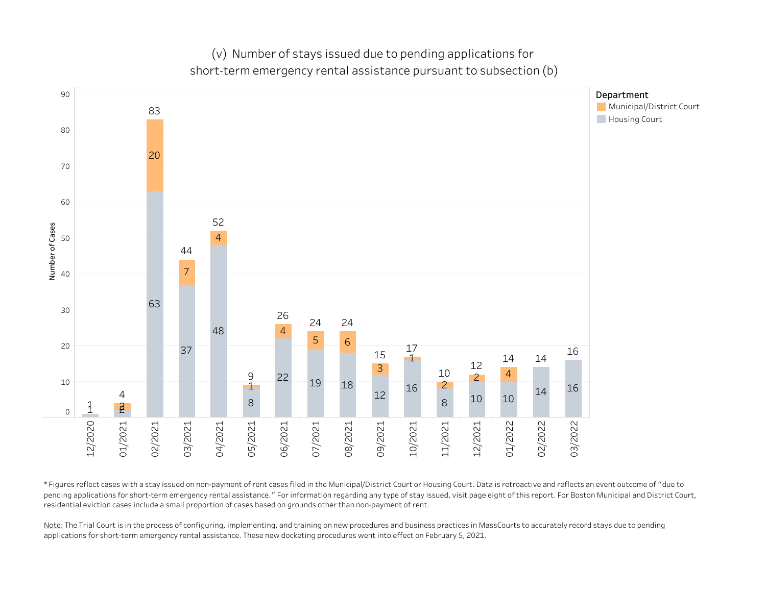## (v) Number of stays issued due to pending applications for short-term emergency rental assistance pursuant to subsection (b)

Number of Cases

| Month | Municipal/District Court | Housing Court | Total |
|---|---|---|---|
| 12/2020 | | 1 | 1 |
| 01/2021 | 2 | 2 | 4 |
| 02/2021 | 20 | 63 | 83 |
| 03/2021 | 7 | 37 | 44 |
| 04/2021 | 4 | 48 | 52 |
| 05/2021 | 1 | 8 | 9 |
| 06/2021 | 4 | 22 | 26 |
| 07/2021 | 5 | 19 | 24 |
| 08/2021 | 6 | 18 | 24 |
| 09/2021 | 3 | 12 | 15 |
| 10/2021 | 1 | 16 | 17 |
| 11/2021 | 2 | 8 | 10 |
| 12/2021 | 2 | 10 | 12 |
| 01/2022 | 4 | 10 | 14 |
| 02/2022 | | 14 | 14 |
| 03/2022 | | 16 | 16 |

* Figures reflect cases with a stay issued on non-payment of rent cases filed in the Municipal/District Court or Housing Court. Data is retroactive and reflects an event outcome of "due to pending applications for short-term emergency rental assistance." For information regarding any type of stay issued, visit page eight of this report. For Boston Municipal and District Court, residential eviction cases include a small proportion of cases based on grounds other than non-payment of rent.

Note: The Trial Court is in the process of configuring, implementing, and training on new procedures and business practices in MassCourts to accurately record stays due to pending applications for short-term emergency rental assistance. These new docketing procedures went into effect on February 5, 2021.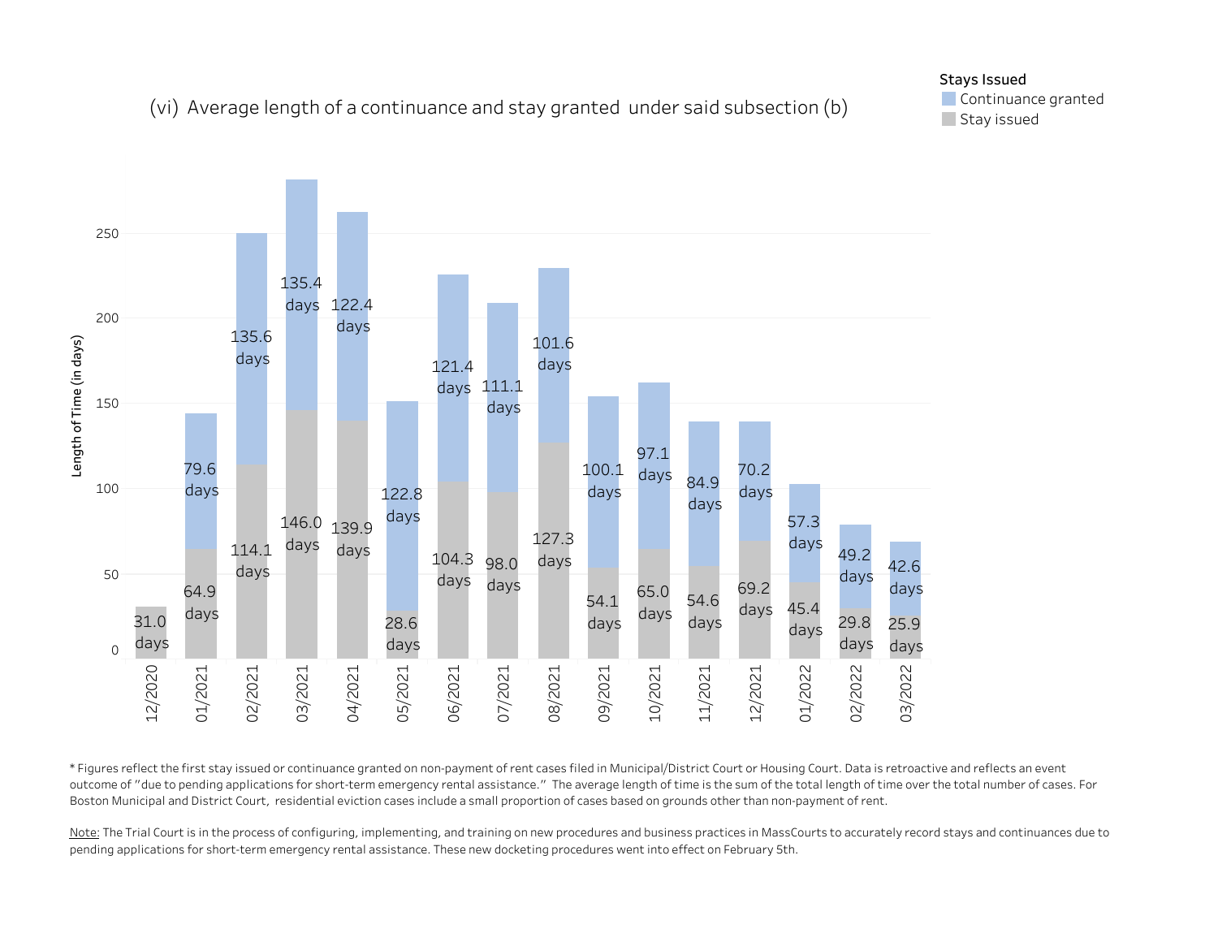## (vi) Average length of a continuance and stay granted under said subsection (b)

**Stays Issued**
- Continuance granted
- Stay issued

| Month | Stay issued | Continuance granted |
|---|---|---|
| 12/2020 | 31.0 days | |
| 01/2021 | 64.9 days | 79.6 days |
| 02/2021 | 114.1 days | 135.6 days |
| 03/2021 | 146.0 days | 135.4 days |
| 04/2021 | 139.9 days | 122.4 days |
| 05/2021 | 28.6 days | 122.8 days |
| 06/2021 | 104.3 days | 121.4 days |
| 07/2021 | 98.0 days | 111.1 days |
| 08/2021 | 127.3 days | 101.6 days |
| 09/2021 | 54.1 days | 100.1 days |
| 10/2021 | 65.0 days | 97.1 days |
| 11/2021 | 54.6 days | 84.9 days |
| 12/2021 | 69.2 days | 70.2 days |
| 01/2022 | 45.4 days | 57.3 days |
| 02/2022 | 29.8 days | 49.2 days |
| 03/2022 | 25.9 days | 42.6 days |

Length of Time (in days)

* Figures reflect the first stay issued or continuance granted on non-payment of rent cases filed in Municipal/District Court or Housing Court. Data is retroactive and reflects an event outcome of "due to pending applications for short-term emergency rental assistance." The average length of time is the sum of the total length of time over the total number of cases. For Boston Municipal and District Court, residential eviction cases include a small proportion of cases based on grounds other than non-payment of rent.

Note: The Trial Court is in the process of configuring, implementing, and training on new procedures and business practices in MassCourts to accurately record stays and continuances due to pending applications for short-term emergency rental assistance. These new docketing procedures went into effect on February 5th.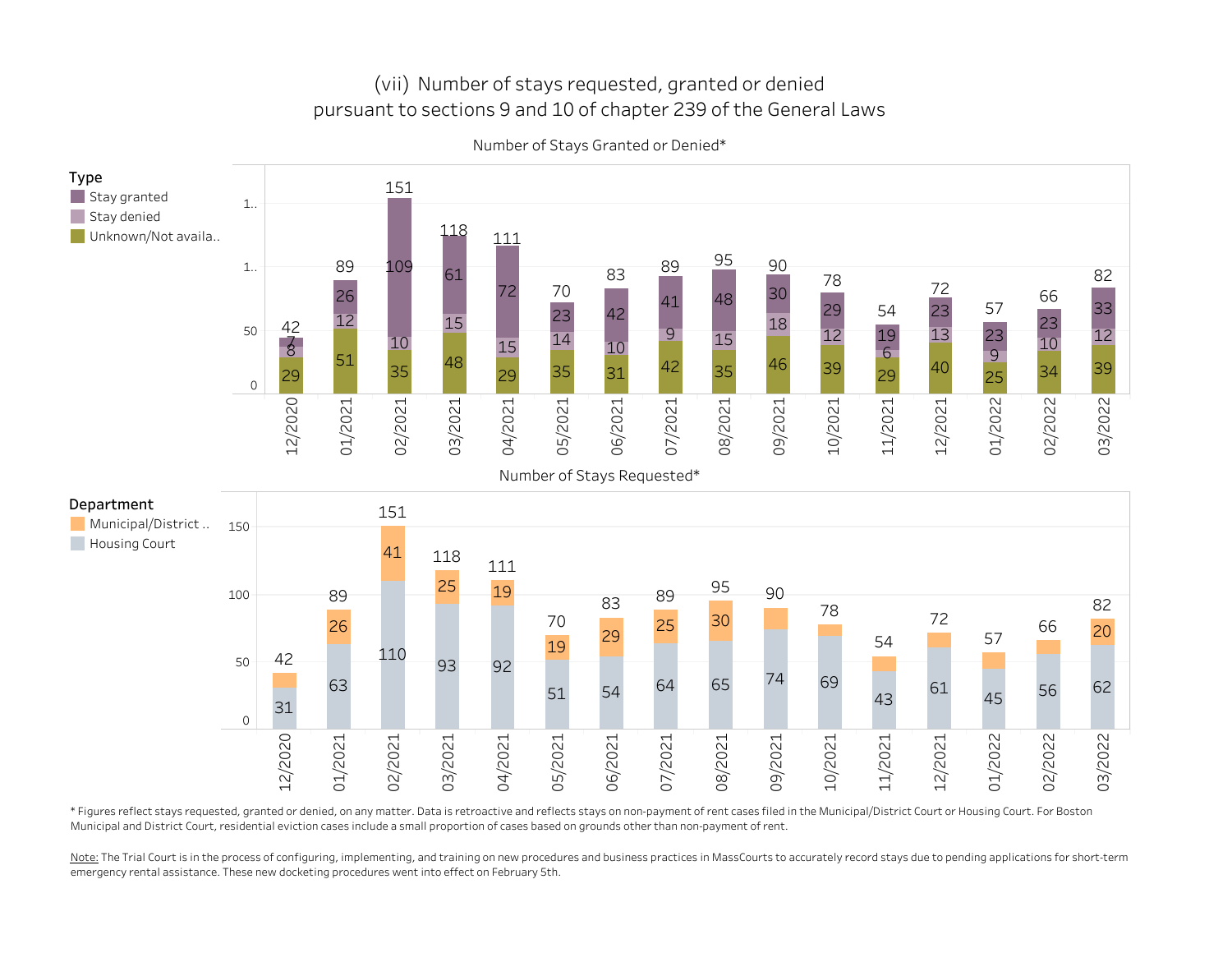# (vii) Number of stays requested, granted or denied pursuant to sections 9 and 10 of chapter 239 of the General Laws

## Number of Stays Granted or Denied*

| Month | Stay granted | Stay denied | Unknown/Not available | Total |
|---|---|---|---|---|
| 12/2020 | 7 | 8 | 29 | 42 |
| 01/2021 | 26 | 12 | 51 | 89 |
| 02/2021 | 109 | 10 | 35 | 151 |
| 03/2021 | 61 | 15 | 48 | 118 |
| 04/2021 | 72 | 15 | 29 | 111 |
| 05/2021 | 23 | 14 | 35 | 70 |
| 06/2021 | 42 | 10 | 31 | 83 |
| 07/2021 | 41 | 9 | 42 | 89 |
| 08/2021 | 48 | 15 | 35 | 95 |
| 09/2021 | 30 | 18 | 46 | 90 |
| 10/2021 | 29 | 12 | 39 | 78 |
| 11/2021 | 19 | 6 | 29 | 54 |
| 12/2021 | 23 | 13 | 40 | 72 |
| 01/2022 | 23 | 9 | 25 | 57 |
| 02/2022 | 23 | 10 | 34 | 66 |
| 03/2022 | 33 | 12 | 39 | 82 |

## Number of Stays Requested*

| Month | Municipal/District .. | Housing Court | Total |
|---|---|---|---|
| 12/2020 | | 31 | 42 |
| 01/2021 | 26 | 63 | 89 |
| 02/2021 | 41 | 110 | 151 |
| 03/2021 | 25 | 93 | 118 |
| 04/2021 | 19 | 92 | 111 |
| 05/2021 | 19 | 51 | 70 |
| 06/2021 | 29 | 54 | 83 |
| 07/2021 | 25 | 64 | 89 |
| 08/2021 | 30 | 65 | 95 |
| 09/2021 | | 74 | 90 |
| 10/2021 | | 69 | 78 |
| 11/2021 | | 43 | 54 |
| 12/2021 | | 61 | 72 |
| 01/2022 | | 45 | 57 |
| 02/2022 | | 56 | 66 |
| 03/2022 | 20 | 62 | 82 |

* Figures reflect stays requested, granted or denied, on any matter. Data is retroactive and reflects stays on non-payment of rent cases filed in the Municipal/District Court or Housing Court. For Boston Municipal and District Court, residential eviction cases include a small proportion of cases based on grounds other than non-payment of rent.

Note: The Trial Court is in the process of configuring, implementing, and training on new procedures and business practices in MassCourts to accurately record stays due to pending applications for short-term emergency rental assistance. These new docketing procedures went into effect on February 5th.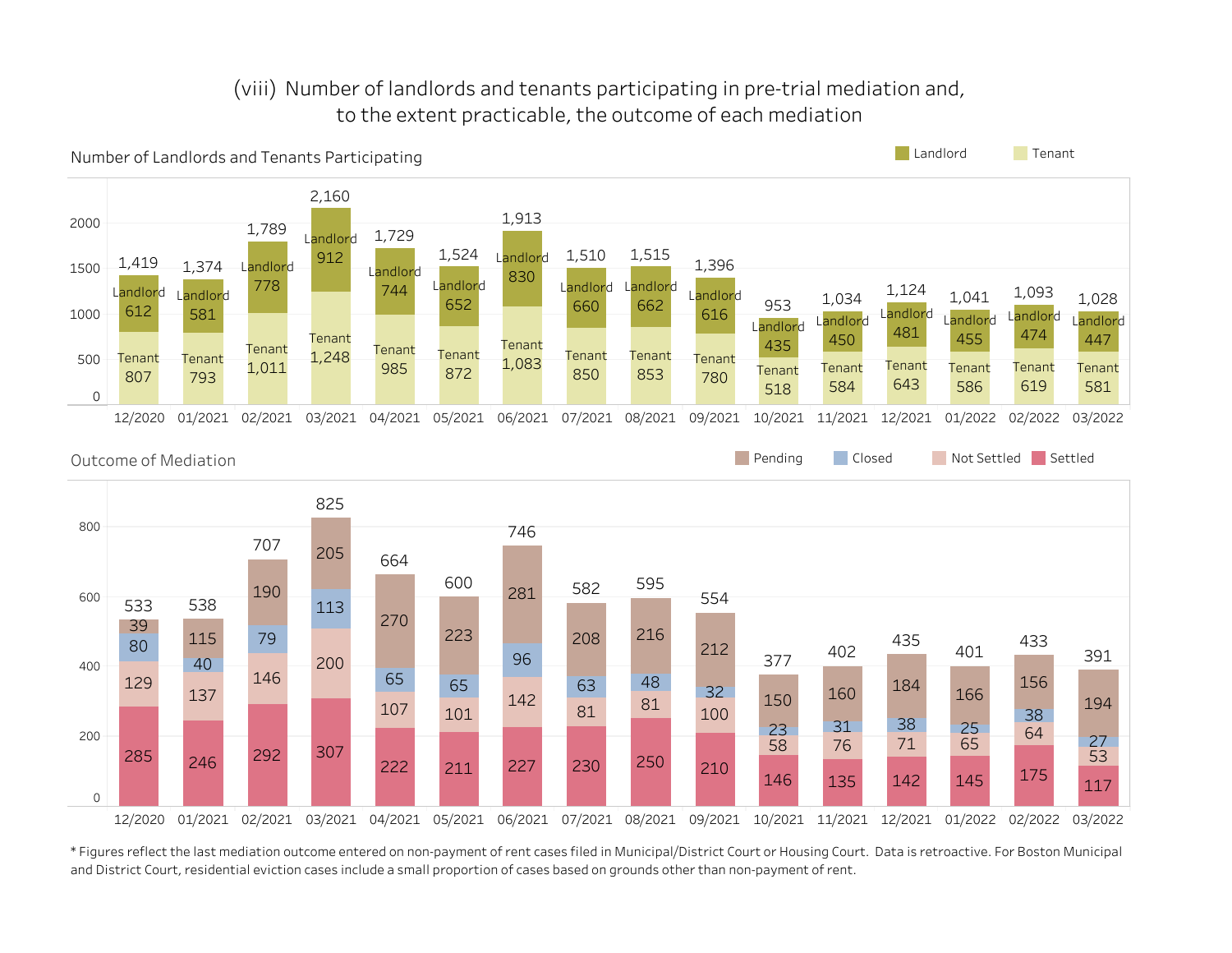# (viii) Number of landlords and tenants participating in pre-trial mediation and, to the extent practicable, the outcome of each mediation

## Number of Landlords and Tenants Participating

| Month | Landlord | Tenant | Total |
|---|---|---|---|
| 12/2020 | 612 | 807 | 1,419 |
| 01/2021 | 581 | 793 | 1,374 |
| 02/2021 | 778 | 1,011 | 1,789 |
| 03/2021 | 912 | 1,248 | 2,160 |
| 04/2021 | 744 | 985 | 1,729 |
| 05/2021 | 652 | 872 | 1,524 |
| 06/2021 | 830 | 1,083 | 1,913 |
| 07/2021 | 660 | 850 | 1,510 |
| 08/2021 | 662 | 853 | 1,515 |
| 09/2021 | 616 | 780 | 1,396 |
| 10/2021 | 435 | 518 | 953 |
| 11/2021 | 450 | 584 | 1,034 |
| 12/2021 | 481 | 643 | 1,124 |
| 01/2022 | 455 | 586 | 1,041 |
| 02/2022 | 474 | 619 | 1,093 |
| 03/2022 | 447 | 581 | 1,028 |

## Outcome of Mediation

| Month | Pending | Closed | Not Settled | Settled | Total |
|---|---|---|---|---|---|
| 12/2020 | 39 | 80 | 129 | 285 | 533 |
| 01/2021 | 115 | 40 | 137 | 246 | 538 |
| 02/2021 | 190 | 79 | 146 | 292 | 707 |
| 03/2021 | 205 | 113 | 200 | 307 | 825 |
| 04/2021 | 270 | 65 | 107 | 222 | 664 |
| 05/2021 | 223 | 65 | 101 | 211 | 600 |
| 06/2021 | 281 | 96 | 142 | 227 | 746 |
| 07/2021 | 208 | 63 | 81 | 230 | 582 |
| 08/2021 | 216 | 48 | 81 | 250 | 595 |
| 09/2021 | 212 | 32 | 100 | 210 | 554 |
| 10/2021 | 150 | 23 | 58 | 146 | 377 |
| 11/2021 | 160 | 31 | 76 | 135 | 402 |
| 12/2021 | 184 | 38 | 71 | 142 | 435 |
| 01/2022 | 166 | 25 | 65 | 145 | 401 |
| 02/2022 | 156 | 38 | 64 | 175 | 433 |
| 03/2022 | 194 | 27 | 53 | 117 | 391 |

* Figures reflect the last mediation outcome entered on non-payment of rent cases filed in Municipal/District Court or Housing Court. Data is retroactive. For Boston Municipal and District Court, residential eviction cases include a small proportion of cases based on grounds other than non-payment of rent.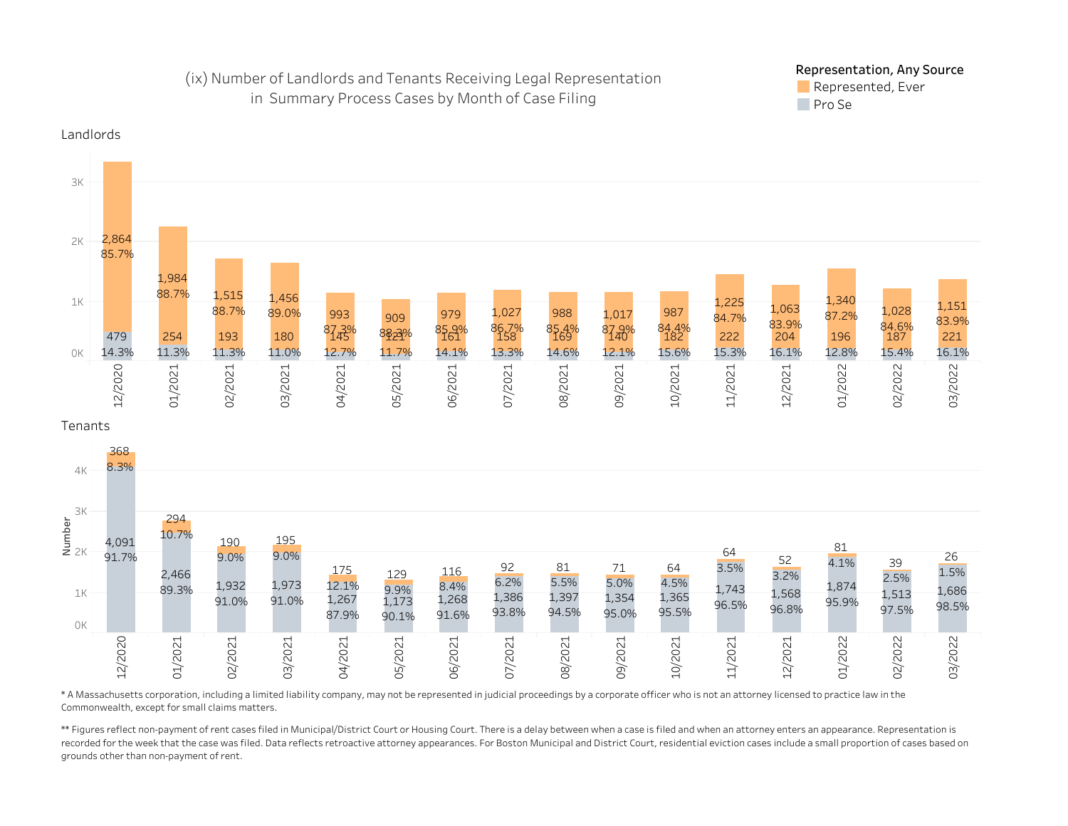(ix) Number of Landlords and Tenants Receiving Legal Representation in Summary Process Cases by Month of Case Filing

Representation, Any Source
Represented, Ever
Pro Se

Landlords

3K
2K
1K
0K

12/2020: 2,864 85.7% / 479 14.3%
01/2021: 1,984 88.7% / 254 11.3%
02/2021: 1,515 88.7% / 193 11.3%
03/2021: 1,456 89.0% / 180 11.0%
04/2021: 993 87.3% / 145 12.7%
05/2021: 909 88.3% / 121 11.7%
06/2021: 979 85.9% / 161 14.1%
07/2021: 1,027 86.7% / 158 13.3%
08/2021: 988 85.4% / 169 14.6%
09/2021: 1,017 87.9% / 140 12.1%
10/2021: 987 84.4% / 182 15.6%
11/2021: 1,225 84.7% / 222 15.3%
12/2021: 1,063 83.9% / 204 16.1%
01/2022: 1,340 87.2% / 196 12.8%
02/2022: 1,028 84.6% / 187 15.4%
03/2022: 1,151 83.9% / 221 16.1%

Tenants

Number
4K
3K
2K
1K
0K

12/2020: 368 8.3% / 4,091 91.7%
01/2021: 294 10.7% / 2,466 89.3%
02/2021: 190 9.0% / 1,932 91.0%
03/2021: 195 9.0% / 1,973 91.0%
04/2021: 175 12.1% / 1,267 87.9%
05/2021: 129 9.9% / 1,173 90.1%
06/2021: 116 8.4% / 1,268 91.6%
07/2021: 92 6.2% / 1,386 93.8%
08/2021: 81 5.5% / 1,397 94.5%
09/2021: 71 5.0% / 1,354 95.0%
10/2021: 64 4.5% / 1,365 95.5%
11/2021: 64 3.5% / 1,743 96.5%
12/2021: 52 3.2% / 1,568 96.8%
01/2022: 81 4.1% / 1,874 95.9%
02/2022: 39 2.5% / 1,513 97.5%
03/2022: 26 1.5% / 1,686 98.5%

\* A Massachusetts corporation, including a limited liability company, may not be represented in judicial proceedings by a corporate officer who is not an attorney licensed to practice law in the Commonwealth, except for small claims matters.

\*\* Figures reflect non-payment of rent cases filed in Municipal/District Court or Housing Court. There is a delay between when a case is filed and when an attorney enters an appearance. Representation is recorded for the week that the case was filed. Data reflects retroactive attorney appearances. For Boston Municipal and District Court, residential eviction cases include a small proportion of cases based on grounds other than non-payment of rent.